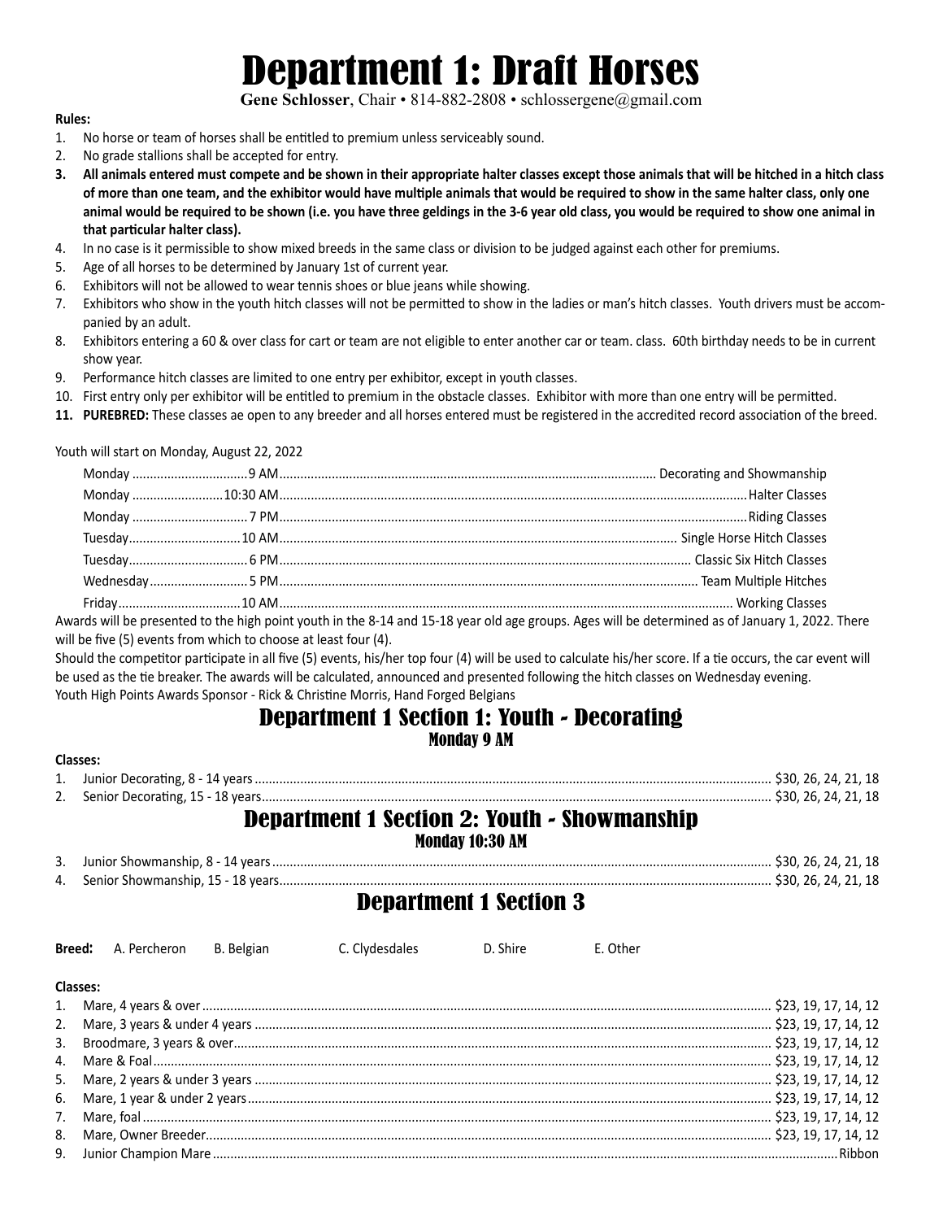# Department 1: Draft Horses

**Gene Schlosser**, Chair • 814-882-2808 • schlossergene@gmail.com

**Rules:**

1. No horse or team of horses shall be entitled to premium unless serviceably sound.
2. No grade stallions shall be accepted for entry.
3. **All animals entered must compete and be shown in their appropriate halter classes except those animals that will be hitched in a hitch class of more than one team, and the exhibitor would have multiple animals that would be required to show in the same halter class, only one animal would be required to be shown (i.e. you have three geldings in the 3-6 year old class, you would be required to show one animal in that particular halter class).**
4. In no case is it permissible to show mixed breeds in the same class or division to be judged against each other for premiums.
5. Age of all horses to be determined by January 1st of current year.
6. Exhibitors will not be allowed to wear tennis shoes or blue jeans while showing.
7. Exhibitors who show in the youth hitch classes will not be permitted to show in the ladies or man's hitch classes. Youth drivers must be accompanied by an adult.
8. Exhibitors entering a 60 & over class for cart or team are not eligible to enter another car or team. class. 60th birthday needs to be in current show year.
9. Performance hitch classes are limited to one entry per exhibitor, except in youth classes.
10. First entry only per exhibitor will be entitled to premium in the obstacle classes. Exhibitor with more than one entry will be permitted.
11. **PUREBRED:** These classes ae open to any breeder and all horses entered must be registered in the accredited record association of the breed.

Youth will start on Monday, August 22, 2022

| | | |
|---|---|---|
| Monday | 9 AM | Decorating and Showmanship |
| Monday | 10:30 AM | Halter Classes |
| Monday | 7 PM | Riding Classes |
| Tuesday | 10 AM | Single Horse Hitch Classes |
| Tuesday | 6 PM | Classic Six Hitch Classes |
| Wednesday | 5 PM | Team Multiple Hitches |
| Friday | 10 AM | Working Classes |

Awards will be presented to the high point youth in the 8-14 and 15-18 year old age groups. Ages will be determined as of January 1, 2022. There will be five (5) events from which to choose at least four (4).

Should the competitor participate in all five (5) events, his/her top four (4) will be used to calculate his/her score. If a tie occurs, the car event will be used as the tie breaker. The awards will be calculated, announced and presented following the hitch classes on Wednesday evening.

Youth High Points Awards Sponsor - Rick & Christine Morris, Hand Forged Belgians

## Department 1 Section 1: Youth - Decorating

### Monday 9 AM

**Classes:**

1. Junior Decorating, 8 - 14 years .......... $30, 26, 24, 21, 18
2. Senior Decorating, 15 - 18 years .......... $30, 26, 24, 21, 18

## Department 1 Section 2: Youth - Showmanship

### Monday 10:30 AM

3. Junior Showmanship, 8 - 14 years .......... $30, 26, 24, 21, 18
4. Senior Showmanship, 15 - 18 years .......... $30, 26, 24, 21, 18

## Department 1 Section 3

**Breed:** A. Percheron B. Belgian C. Clydesdales D. Shire E. Other

**Classes:**

1. Mare, 4 years & over .......... $23, 19, 17, 14, 12
2. Mare, 3 years & under 4 years .......... $23, 19, 17, 14, 12
3. Broodmare, 3 years & over .......... $23, 19, 17, 14, 12
4. Mare & Foal .......... $23, 19, 17, 14, 12
5. Mare, 2 years & under 3 years .......... $23, 19, 17, 14, 12
6. Mare, 1 year & under 2 years .......... $23, 19, 17, 14, 12
7. Mare, foal .......... $23, 19, 17, 14, 12
8. Mare, Owner Breeder .......... $23, 19, 17, 14, 12
9. Junior Champion Mare .......... Ribbon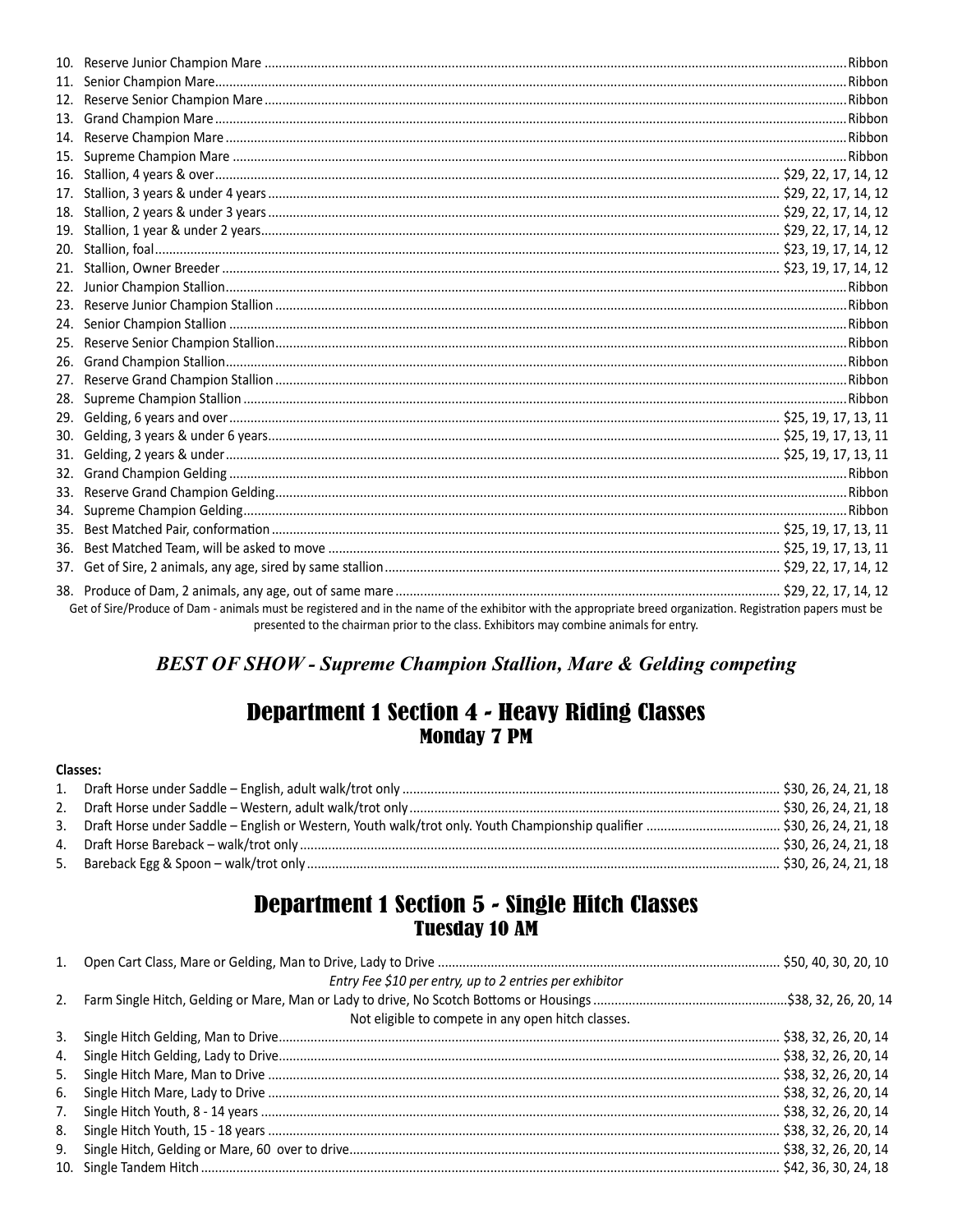10. Reserve Junior Champion Mare ........ Ribbon
11. Senior Champion Mare ........ Ribbon
12. Reserve Senior Champion Mare ........ Ribbon
13. Grand Champion Mare ........ Ribbon
14. Reserve Champion Mare ........ Ribbon
15. Supreme Champion Mare ........ Ribbon
16. Stallion, 4 years & over ........ $29, 22, 17, 14, 12
17. Stallion, 3 years & under 4 years ........ $29, 22, 17, 14, 12
18. Stallion, 2 years & under 3 years ........ $29, 22, 17, 14, 12
19. Stallion, 1 year & under 2 years ........ $29, 22, 17, 14, 12
20. Stallion, foal ........ $23, 19, 17, 14, 12
21. Stallion, Owner Breeder ........ $23, 19, 17, 14, 12
22. Junior Champion Stallion ........ Ribbon
23. Reserve Junior Champion Stallion ........ Ribbon
24. Senior Champion Stallion ........ Ribbon
25. Reserve Senior Champion Stallion ........ Ribbon
26. Grand Champion Stallion ........ Ribbon
27. Reserve Grand Champion Stallion ........ Ribbon
28. Supreme Champion Stallion ........ Ribbon
29. Gelding, 6 years and over ........ $25, 19, 17, 13, 11
30. Gelding, 3 years & under 6 years ........ $25, 19, 17, 13, 11
31. Gelding, 2 years & under ........ $25, 19, 17, 13, 11
32. Grand Champion Gelding ........ Ribbon
33. Reserve Grand Champion Gelding ........ Ribbon
34. Supreme Champion Gelding ........ Ribbon
35. Best Matched Pair, conformation ........ $25, 19, 17, 13, 11
36. Best Matched Team, will be asked to move ........ $25, 19, 17, 13, 11
37. Get of Sire, 2 animals, any age, sired by same stallion ........ $29, 22, 17, 14, 12
38. Produce of Dam, 2 animals, any age, out of same mare ........ $29, 22, 17, 14, 12

Get of Sire/Produce of Dam - animals must be registered and in the name of the exhibitor with the appropriate breed organization. Registration papers must be presented to the chairman prior to the class. Exhibitors may combine animals for entry.

***BEST OF SHOW - Supreme Champion Stallion, Mare & Gelding competing***

## Department 1 Section 4 - Heavy Riding Classes
### Monday 7 PM

**Classes:**

1. Draft Horse under Saddle – English, adult walk/trot only ........ $30, 26, 24, 21, 18
2. Draft Horse under Saddle – Western, adult walk/trot only ........ $30, 26, 24, 21, 18
3. Draft Horse under Saddle – English or Western, Youth walk/trot only. Youth Championship qualifier ........ $30, 26, 24, 21, 18
4. Draft Horse Bareback – walk/trot only ........ $30, 26, 24, 21, 18
5. Bareback Egg & Spoon – walk/trot only ........ $30, 26, 24, 21, 18

## Department 1 Section 5 - Single Hitch Classes
### Tuesday 10 AM

1. Open Cart Class, Mare or Gelding, Man to Drive, Lady to Drive ........ $50, 40, 30, 20, 10

   *Entry Fee $10 per entry, up to 2 entries per exhibitor*

2. Farm Single Hitch, Gelding or Mare, Man or Lady to drive, No Scotch Bottoms or Housings ........ $38, 32, 26, 20, 14

   Not eligible to compete in any open hitch classes.

3. Single Hitch Gelding, Man to Drive ........ $38, 32, 26, 20, 14
4. Single Hitch Gelding, Lady to Drive ........ $38, 32, 26, 20, 14
5. Single Hitch Mare, Man to Drive ........ $38, 32, 26, 20, 14
6. Single Hitch Mare, Lady to Drive ........ $38, 32, 26, 20, 14
7. Single Hitch Youth, 8 - 14 years ........ $38, 32, 26, 20, 14
8. Single Hitch Youth, 15 - 18 years ........ $38, 32, 26, 20, 14
9. Single Hitch, Gelding or Mare, 60 over to drive ........ $38, 32, 26, 20, 14
10. Single Tandem Hitch ........ $42, 36, 30, 24, 18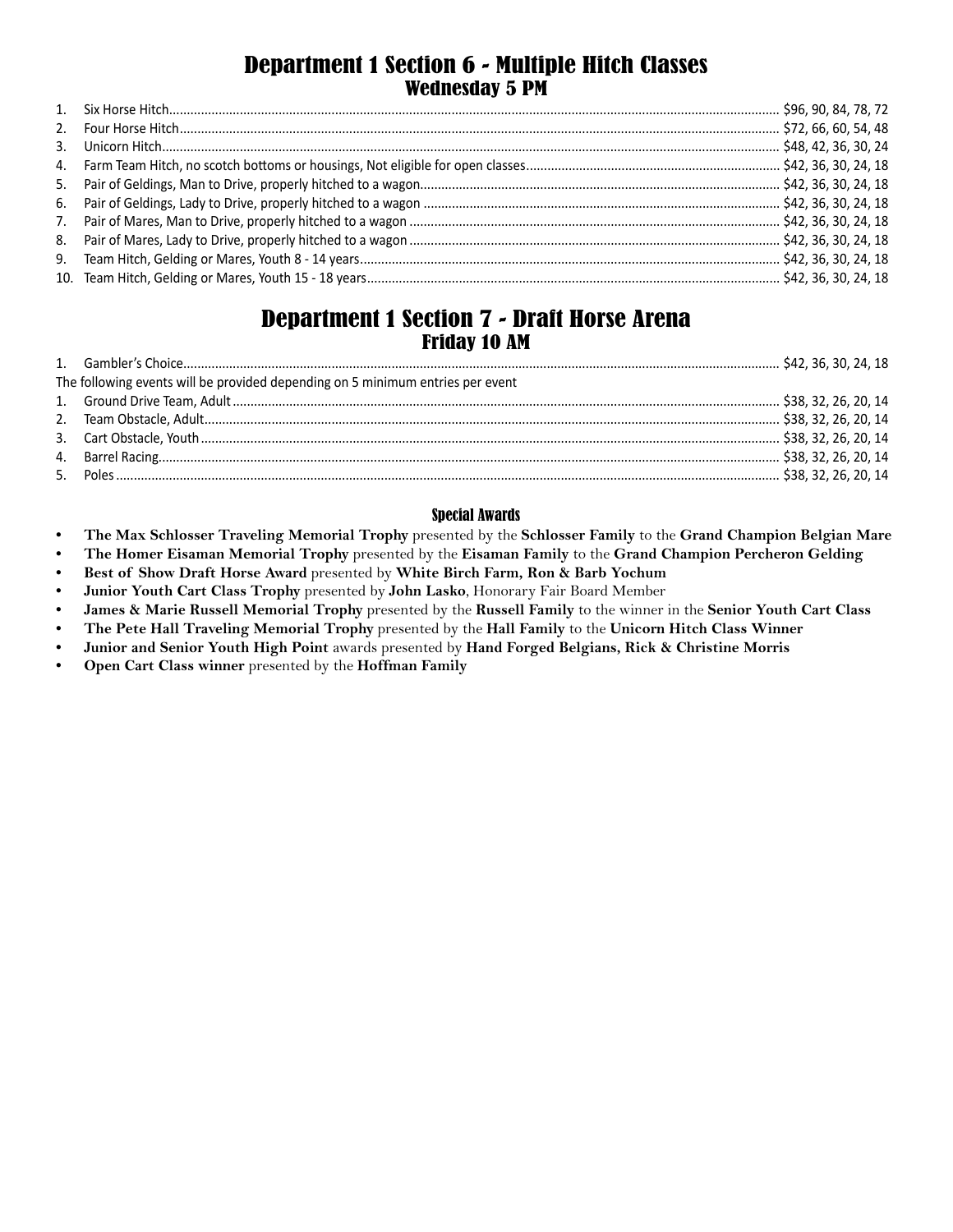# Department 1 Section 6 - Multiple Hitch Classes

## Wednesday 5 PM

1. Six Horse Hitch............ $96, 90, 84, 78, 72
2. Four Horse Hitch............ $72, 66, 60, 54, 48
3. Unicorn Hitch............ $48, 42, 36, 30, 24
4. Farm Team Hitch, no scotch bottoms or housings, Not eligible for open classes............ $42, 36, 30, 24, 18
5. Pair of Geldings, Man to Drive, properly hitched to a wagon............ $42, 36, 30, 24, 18
6. Pair of Geldings, Lady to Drive, properly hitched to a wagon............ $42, 36, 30, 24, 18
7. Pair of Mares, Man to Drive, properly hitched to a wagon............ $42, 36, 30, 24, 18
8. Pair of Mares, Lady to Drive, properly hitched to a wagon............ $42, 36, 30, 24, 18
9. Team Hitch, Gelding or Mares, Youth 8 - 14 years............ $42, 36, 30, 24, 18
10. Team Hitch, Gelding or Mares, Youth 15 - 18 years............ $42, 36, 30, 24, 18

# Department 1 Section 7 - Draft Horse Arena

## Friday 10 AM

1. Gambler's Choice............ $42, 36, 30, 24, 18

The following events will be provided depending on 5 minimum entries per event

1. Ground Drive Team, Adult............ $38, 32, 26, 20, 14
2. Team Obstacle, Adult............ $38, 32, 26, 20, 14
3. Cart Obstacle, Youth............ $38, 32, 26, 20, 14
4. Barrel Racing............ $38, 32, 26, 20, 14
5. Poles............ $38, 32, 26, 20, 14

### Special Awards

- **The Max Schlosser Traveling Memorial Trophy** presented by the **Schlosser Family** to the **Grand Champion Belgian Mare**
- **The Homer Eisaman Memorial Trophy** presented by the **Eisaman Family** to the **Grand Champion Percheron Gelding**
- **Best of Show Draft Horse Award** presented by **White Birch Farm, Ron & Barb Yochum**
- **Junior Youth Cart Class Trophy** presented by **John Lasko**, Honorary Fair Board Member
- **James & Marie Russell Memorial Trophy** presented by the **Russell Family** to the winner in the **Senior Youth Cart Class**
- **The Pete Hall Traveling Memorial Trophy** presented by the **Hall Family** to the **Unicorn Hitch Class Winner**
- **Junior and Senior Youth High Point** awards presented by **Hand Forged Belgians, Rick & Christine Morris**
- **Open Cart Class winner** presented by the **Hoffman Family**